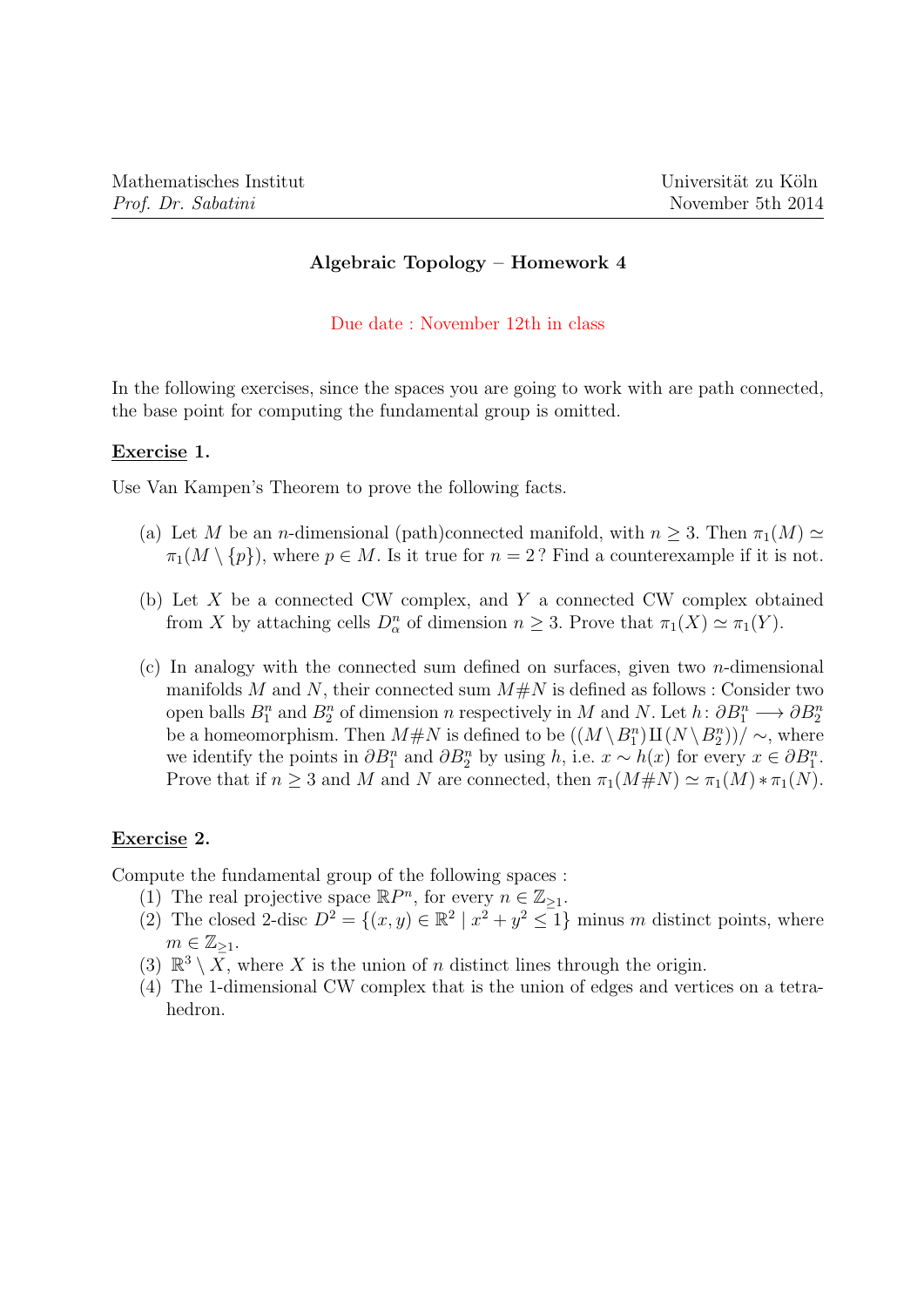Mathematisches Institut
*Prof. Dr. Sabatini*

Universität zu Köln
November 5th 2014

## Algebraic Topology – Homework 4

Due date : November 12th in class

In the following exercises, since the spaces you are going to work with are path connected, the base point for computing the fundamental group is omitted.

### Exercise 1.

Use Van Kampen's Theorem to prove the following facts.

(a) Let $M$ be an $n$-dimensional (path)connected manifold, with $n \geq 3$. Then $\pi_1(M) \simeq \pi_1(M \setminus \{p\})$, where $p \in M$. Is it true for $n = 2$ ? Find a counterexample if it is not.

(b) Let $X$ be a connected CW complex, and $Y$ a connected CW complex obtained from $X$ by attaching cells $D^n_\alpha$ of dimension $n \geq 3$. Prove that $\pi_1(X) \simeq \pi_1(Y)$.

(c) In analogy with the connected sum defined on surfaces, given two $n$-dimensional manifolds $M$ and $N$, their connected sum $M\#N$ is defined as follows : Consider two open balls $B^n_1$ and $B^n_2$ of dimension $n$ respectively in $M$ and $N$. Let $h\colon \partial B^n_1 \longrightarrow \partial B^n_2$ be a homeomorphism. Then $M\#N$ is defined to be $((M \setminus B^n_1) \amalg (N \setminus B^n_2))/\sim$, where we identify the points in $\partial B^n_1$ and $\partial B^n_2$ by using $h$, i.e. $x \sim h(x)$ for every $x \in \partial B^n_1$. Prove that if $n \geq 3$ and $M$ and $N$ are connected, then $\pi_1(M\#N) \simeq \pi_1(M) * \pi_1(N)$.

### Exercise 2.

Compute the fundamental group of the following spaces :

(1) The real projective space $\mathbb{R}P^n$, for every $n \in \mathbb{Z}_{\geq 1}$.
(2) The closed 2-disc $D^2 = \{(x, y) \in \mathbb{R}^2 \mid x^2 + y^2 \leq 1\}$ minus $m$ distinct points, where $m \in \mathbb{Z}_{\geq 1}$.
(3) $\mathbb{R}^3 \setminus X$, where $X$ is the union of $n$ distinct lines through the origin.
(4) The 1-dimensional CW complex that is the union of edges and vertices on a tetrahedron.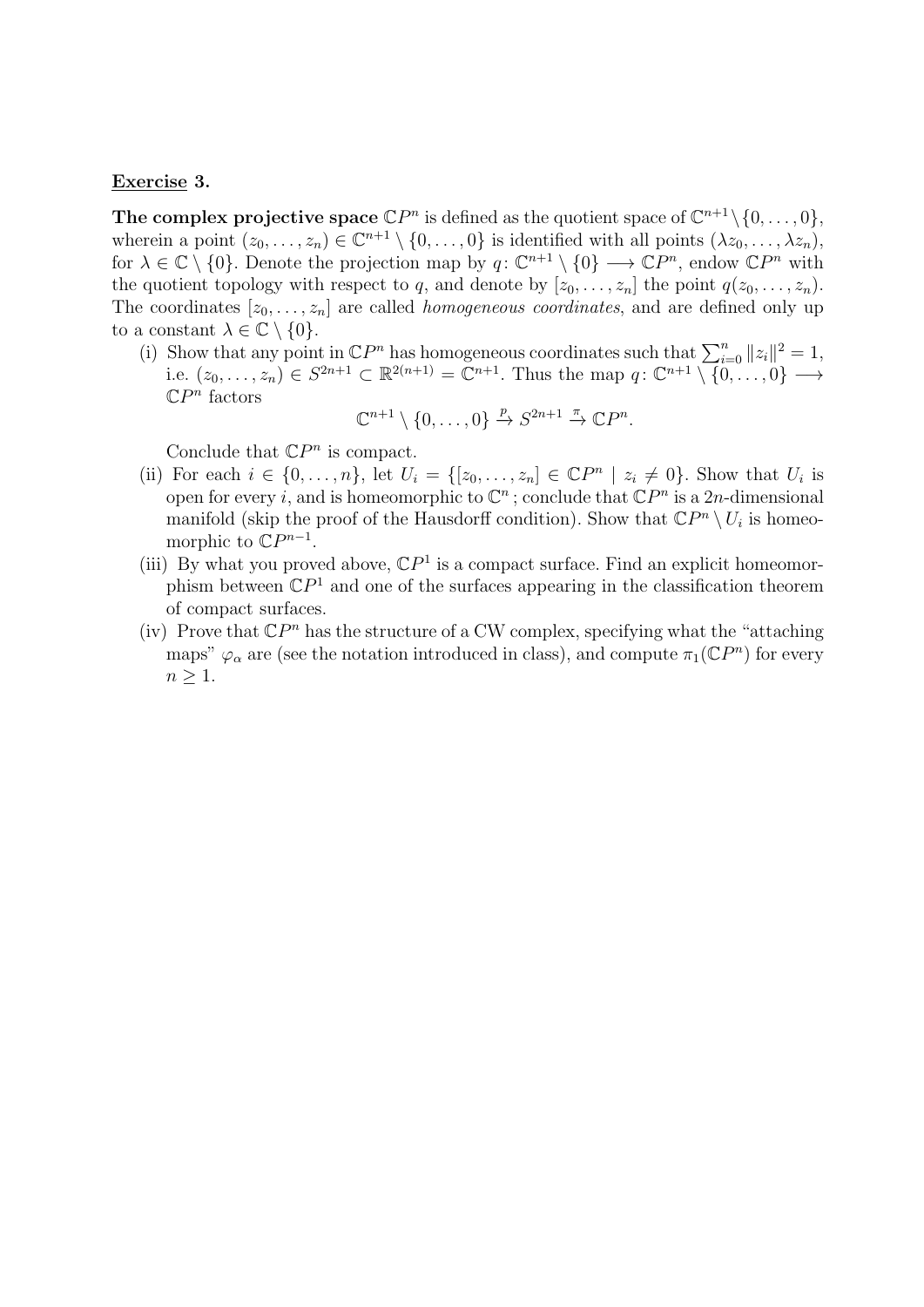**Exercise 3.**

**The complex projective space** $\mathbb{C}P^n$ is defined as the quotient space of $\mathbb{C}^{n+1} \setminus \{0, \dots, 0\}$, wherein a point $(z_0, \dots, z_n) \in \mathbb{C}^{n+1} \setminus \{0, \dots, 0\}$ is identified with all points $(\lambda z_0, \dots, \lambda z_n)$, for $\lambda \in \mathbb{C} \setminus \{0\}$. Denote the projection map by $q \colon \mathbb{C}^{n+1} \setminus \{0\} \longrightarrow \mathbb{C}P^n$, endow $\mathbb{C}P^n$ with the quotient topology with respect to $q$, and denote by $[z_0, \dots, z_n]$ the point $q(z_0, \dots, z_n)$. The coordinates $[z_0, \dots, z_n]$ are called *homogeneous coordinates*, and are defined only up to a constant $\lambda \in \mathbb{C} \setminus \{0\}$.

(i) Show that any point in $\mathbb{C}P^n$ has homogeneous coordinates such that $\sum_{i=0}^{n} \|z_i\|^2 = 1$, i.e. $(z_0, \dots, z_n) \in S^{2n+1} \subset \mathbb{R}^{2(n+1)} = \mathbb{C}^{n+1}$. Thus the map $q \colon \mathbb{C}^{n+1} \setminus \{0, \dots, 0\} \longrightarrow \mathbb{C}P^n$ factors

$$\mathbb{C}^{n+1} \setminus \{0, \dots, 0\} \xrightarrow{p} S^{2n+1} \xrightarrow{\pi} \mathbb{C}P^n.$$

Conclude that $\mathbb{C}P^n$ is compact.

(ii) For each $i \in \{0, \dots, n\}$, let $U_i = \{[z_0, \dots, z_n] \in \mathbb{C}P^n \mid z_i \neq 0\}$. Show that $U_i$ is open for every $i$, and is homeomorphic to $\mathbb{C}^n$ ; conclude that $\mathbb{C}P^n$ is a $2n$-dimensional manifold (skip the proof of the Hausdorff condition). Show that $\mathbb{C}P^n \setminus U_i$ is homeomorphic to $\mathbb{C}P^{n-1}$.

(iii) By what you proved above, $\mathbb{C}P^1$ is a compact surface. Find an explicit homeomorphism between $\mathbb{C}P^1$ and one of the surfaces appearing in the classification theorem of compact surfaces.

(iv) Prove that $\mathbb{C}P^n$ has the structure of a CW complex, specifying what the "attaching maps" $\varphi_\alpha$ are (see the notation introduced in class), and compute $\pi_1(\mathbb{C}P^n)$ for every $n \geq 1$.